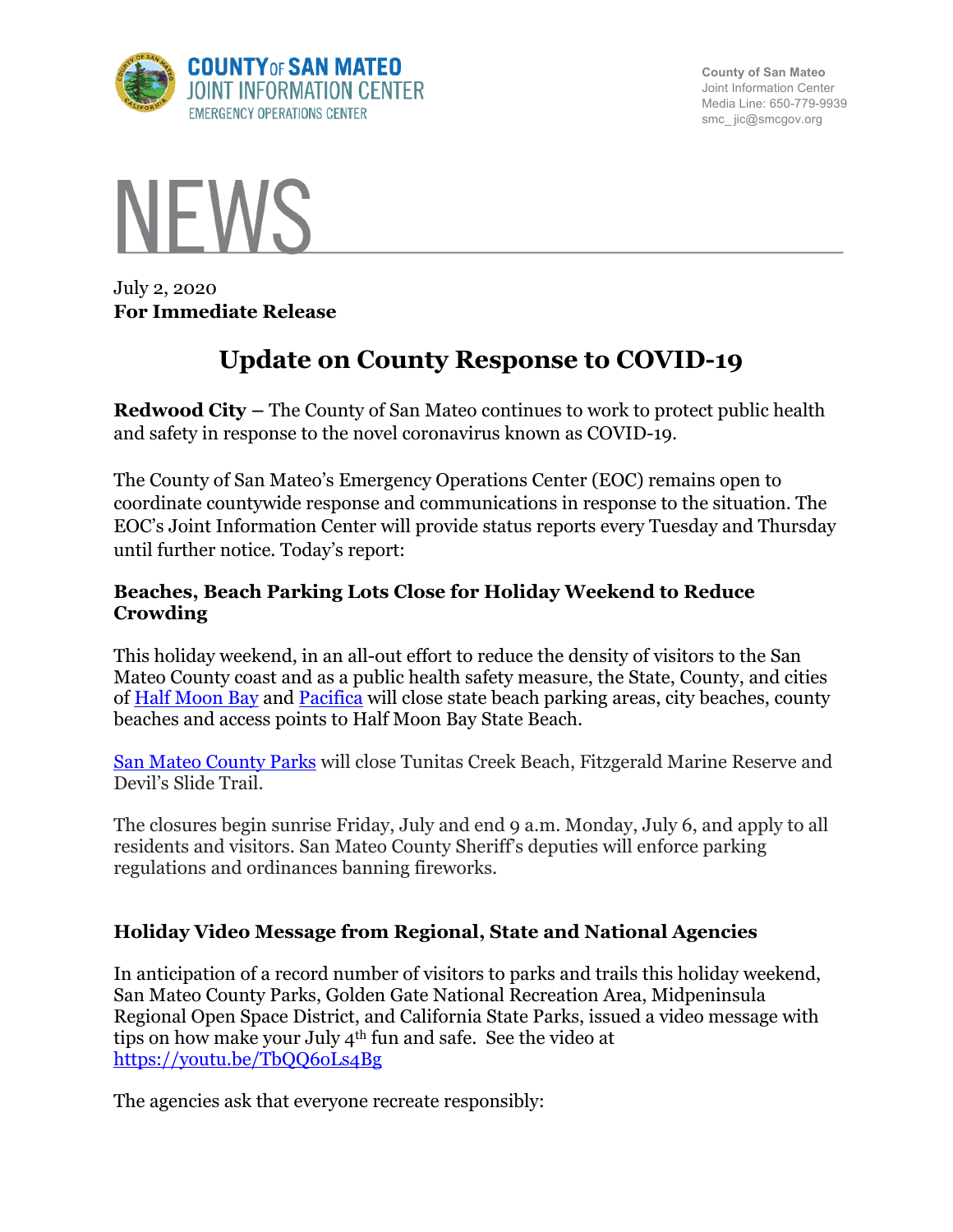County of San Mateo
Joint Information Center
Media Line: 650-779-9939
smc_ jic@smcgov.org

COUNTY OF SAN MATEO
JOINT INFORMATION CENTER
EMERGENCY OPERATIONS CENTER

# NEWS

July 2, 2020
**For Immediate Release**

# Update on County Response to COVID-19

**Redwood City** – The County of San Mateo continues to work to protect public health and safety in response to the novel coronavirus known as COVID-19.

The County of San Mateo's Emergency Operations Center (EOC) remains open to coordinate countywide response and communications in response to the situation. The EOC's Joint Information Center will provide status reports every Tuesday and Thursday until further notice. Today's report:

### Beaches, Beach Parking Lots Close for Holiday Weekend to Reduce Crowding

This holiday weekend, in an all-out effort to reduce the density of visitors to the San Mateo County coast and as a public health safety measure, the State, County, and cities of Half Moon Bay and Pacifica will close state beach parking areas, city beaches, county beaches and access points to Half Moon Bay State Beach.

San Mateo County Parks will close Tunitas Creek Beach, Fitzgerald Marine Reserve and Devil's Slide Trail.

The closures begin sunrise Friday, July and end 9 a.m. Monday, July 6, and apply to all residents and visitors. San Mateo County Sheriff's deputies will enforce parking regulations and ordinances banning fireworks.

### Holiday Video Message from Regional, State and National Agencies

In anticipation of a record number of visitors to parks and trails this holiday weekend, San Mateo County Parks, Golden Gate National Recreation Area, Midpeninsula Regional Open Space District, and California State Parks, issued a video message with tips on how make your July 4th fun and safe. See the video at https://youtu.be/TbQQ6oLs4Bg

The agencies ask that everyone recreate responsibly: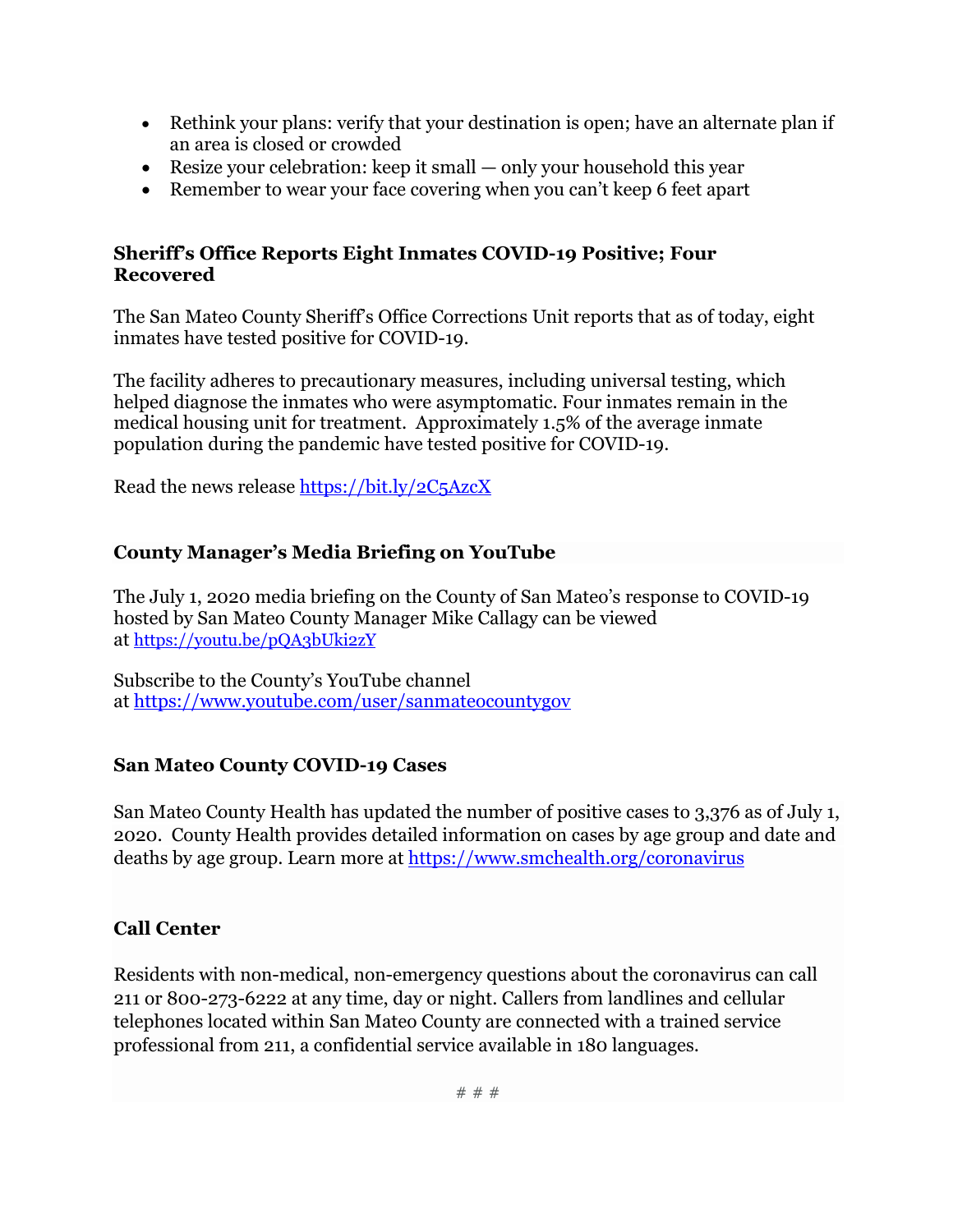- Rethink your plans: verify that your destination is open; have an alternate plan if an area is closed or crowded
- Resize your celebration: keep it small — only your household this year
- Remember to wear your face covering when you can't keep 6 feet apart

**Sheriff's Office Reports Eight Inmates COVID-19 Positive; Four Recovered**

The San Mateo County Sheriff's Office Corrections Unit reports that as of today, eight inmates have tested positive for COVID-19.

The facility adheres to precautionary measures, including universal testing, which helped diagnose the inmates who were asymptomatic. Four inmates remain in the medical housing unit for treatment. Approximately 1.5% of the average inmate population during the pandemic have tested positive for COVID-19.

Read the news release https://bit.ly/2C5AzcX

**County Manager's Media Briefing on YouTube**

The July 1, 2020 media briefing on the County of San Mateo's response to COVID-19 hosted by San Mateo County Manager Mike Callagy can be viewed at https://youtu.be/pQA3bUki2zY

Subscribe to the County's YouTube channel at https://www.youtube.com/user/sanmateocountygov

**San Mateo County COVID-19 Cases**

San Mateo County Health has updated the number of positive cases to 3,376 as of July 1, 2020. County Health provides detailed information on cases by age group and date and deaths by age group. Learn more at https://www.smchealth.org/coronavirus

**Call Center**

Residents with non-medical, non-emergency questions about the coronavirus can call 211 or 800-273-6222 at any time, day or night. Callers from landlines and cellular telephones located within San Mateo County are connected with a trained service professional from 211, a confidential service available in 180 languages.

# # #